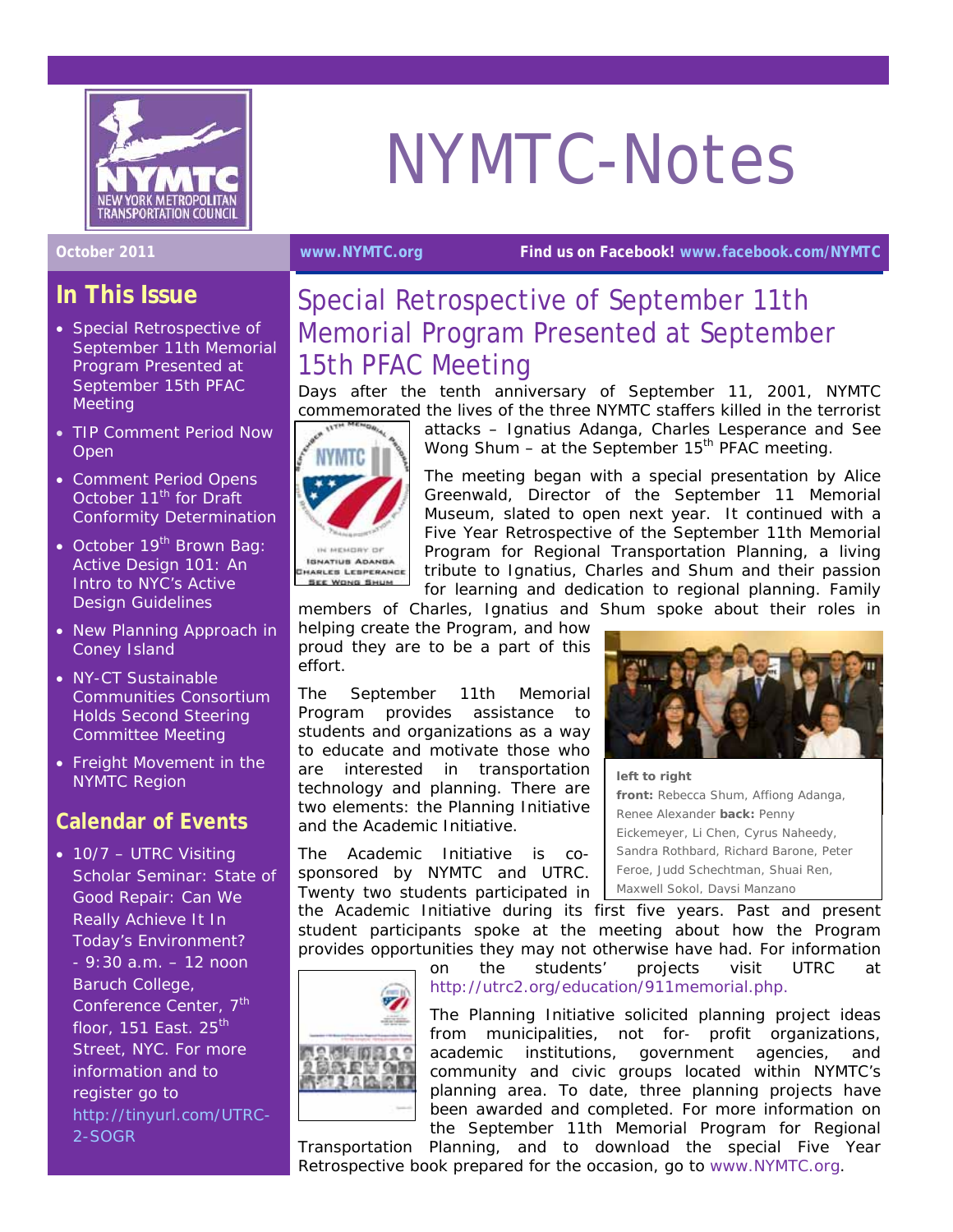# NYMTC-Notes

October 2011 www.NYMTC.org **Find us on Facebook!** www.facebook.com/NYMTC

## In This Issue

- Special Retrospective of September 11th Memorial Program Presented at September 15th PFAC Meeting
- TIP Comment Period Now Open
- Comment Period Opens October 11th for Draft Conformity Determination
- October 19th Brown Bag: Active Design 101: An Intro to NYC's Active Design Guidelines
- New Planning Approach in Coney Island
- NY-CT Sustainable Communities Consortium Holds Second Steering Committee Meeting
- Freight Movement in the NYMTC Region

## Calendar of Events

- 10/7 – UTRC Visiting Scholar Seminar: State of Good Repair: Can We Really Achieve It In Today's Environment? - 9:30 a.m. – 12 noon Baruch College, Conference Center, 7th floor, 151 East. 25th Street, NYC. For more information and to register go to http://tinyurl.com/UTRC-2-SOGR

## Special Retrospective of September 11th Memorial Program Presented at September 15th PFAC Meeting

Days after the tenth anniversary of September 11, 2001, NYMTC commemorated the lives of the three NYMTC staffers killed in the terrorist attacks – Ignatius Adanga, Charles Lesperance and See Wong Shum – at the September 15th PFAC meeting.

The meeting began with a special presentation by Alice Greenwald, Director of the September 11 Memorial Museum, slated to open next year. It continued with a Five Year Retrospective of the September 11th Memorial Program for Regional Transportation Planning, a living tribute to Ignatius, Charles and Shum and their passion for learning and dedication to regional planning. Family members of Charles, Ignatius and Shum spoke about their roles in helping create the Program, and how proud they are to be a part of this effort.

**left to right**
**front:** Rebecca Shum, Affiong Adanga, Renee Alexander **back:** Penny Eickemeyer, Li Chen, Cyrus Naheedy, Sandra Rothbard, Richard Barone, Peter Feroe, Judd Schechtman, Shuai Ren, Maxwell Sokol, Daysi Manzano

The September 11th Memorial Program provides assistance to students and organizations as a way to educate and motivate those who are interested in transportation technology and planning. There are two elements: the Planning Initiative and the Academic Initiative.

The Academic Initiative is co-sponsored by NYMTC and UTRC. Twenty two students participated in the Academic Initiative during its first five years. Past and present student participants spoke at the meeting about how the Program provides opportunities they may not otherwise have had. For information on the students' projects visit UTRC at http://utrc2.org/education/911memorial.php.

The Planning Initiative solicited planning project ideas from municipalities, not for- profit organizations, academic institutions, government agencies, and community and civic groups located within NYMTC's planning area. To date, three planning projects have been awarded and completed. For more information on the September 11th Memorial Program for Regional Transportation Planning, and to download the special Five Year Retrospective book prepared for the occasion, go to www.NYMTC.org.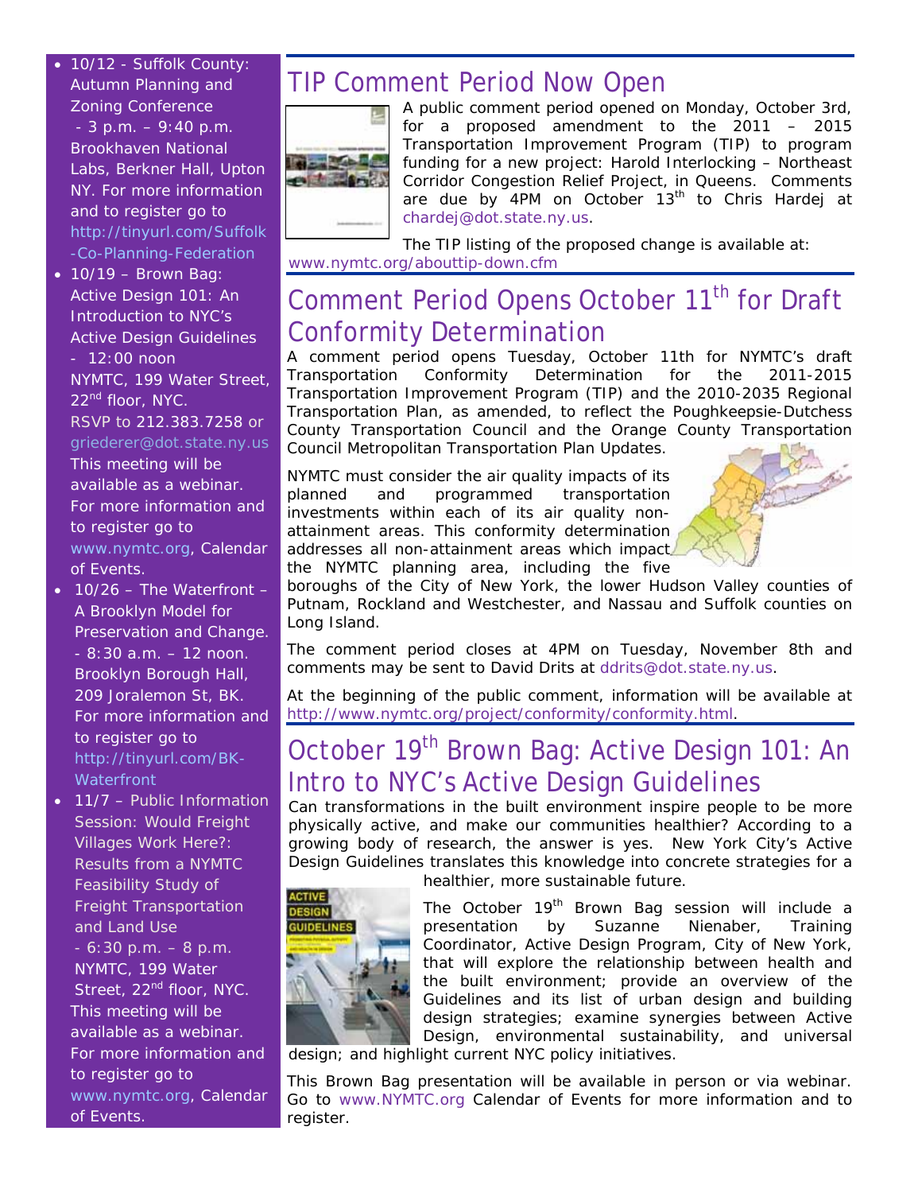- 10/12 - Suffolk County: Autumn Planning and Zoning Conference - 3 p.m. – 9:40 p.m. Brookhaven National Labs, Berkner Hall, Upton NY. For more information and to register go to http://tinyurl.com/Suffolk-Co-Planning-Federation
- 10/19 – Brown Bag: Active Design 101: An Introduction to NYC's Active Design Guidelines - 12:00 noon NYMTC, 199 Water Street, 22nd floor, NYC. RSVP to 212.383.7258 or griederer@dot.state.ny.us This meeting will be available as a webinar. For more information and to register go to www.nymtc.org, Calendar of Events.
- 10/26 – The Waterfront – A Brooklyn Model for Preservation and Change. - 8:30 a.m. – 12 noon. Brooklyn Borough Hall, 209 Joralemon St, BK. For more information and to register go to http://tinyurl.com/BK-Waterfront
- 11/7 – Public Information Session: Would Freight Villages Work Here?: Results from a NYMTC Feasibility Study of Freight Transportation and Land Use - 6:30 p.m. – 8 p.m. NYMTC, 199 Water Street, 22nd floor, NYC. This meeting will be available as a webinar. For more information and to register go to www.nymtc.org, Calendar of Events.

# TIP Comment Period Now Open

A public comment period opened on Monday, October 3rd, for a proposed amendment to the 2011 – 2015 Transportation Improvement Program (TIP) to program funding for a new project: Harold Interlocking – Northeast Corridor Congestion Relief Project, in Queens. Comments are due by 4PM on October 13th to Chris Hardej at chardej@dot.state.ny.us.

The TIP listing of the proposed change is available at: www.nymtc.org/abouttip-down.cfm

# Comment Period Opens October 11th for Draft Conformity Determination

A comment period opens Tuesday, October 11th for NYMTC's draft Transportation Conformity Determination for the 2011-2015 Transportation Improvement Program (TIP) and the 2010-2035 Regional Transportation Plan, as amended, to reflect the Poughkeepsie-Dutchess County Transportation Council and the Orange County Transportation Council Metropolitan Transportation Plan Updates.

NYMTC must consider the air quality impacts of its planned and programmed transportation investments within each of its air quality non-attainment areas. This conformity determination addresses all non-attainment areas which impact the NYMTC planning area, including the five boroughs of the City of New York, the lower Hudson Valley counties of Putnam, Rockland and Westchester, and Nassau and Suffolk counties on Long Island.

The comment period closes at 4PM on Tuesday, November 8th and comments may be sent to David Drits at ddrits@dot.state.ny.us.

At the beginning of the public comment, information will be available at http://www.nymtc.org/project/conformity/conformity.html.

# October 19th Brown Bag: Active Design 101: An Intro to NYC's Active Design Guidelines

Can transformations in the built environment inspire people to be more physically active, and make our communities healthier? According to a growing body of research, the answer is yes. New York City's Active Design Guidelines translates this knowledge into concrete strategies for a healthier, more sustainable future.

The October 19th Brown Bag session will include a presentation by Suzanne Nienaber, Training Coordinator, Active Design Program, City of New York, that will explore the relationship between health and the built environment; provide an overview of the Guidelines and its list of urban design and building design strategies; examine synergies between Active Design, environmental sustainability, and universal design; and highlight current NYC policy initiatives.

This Brown Bag presentation will be available in person or via webinar. Go to www.NYMTC.org Calendar of Events for more information and to register.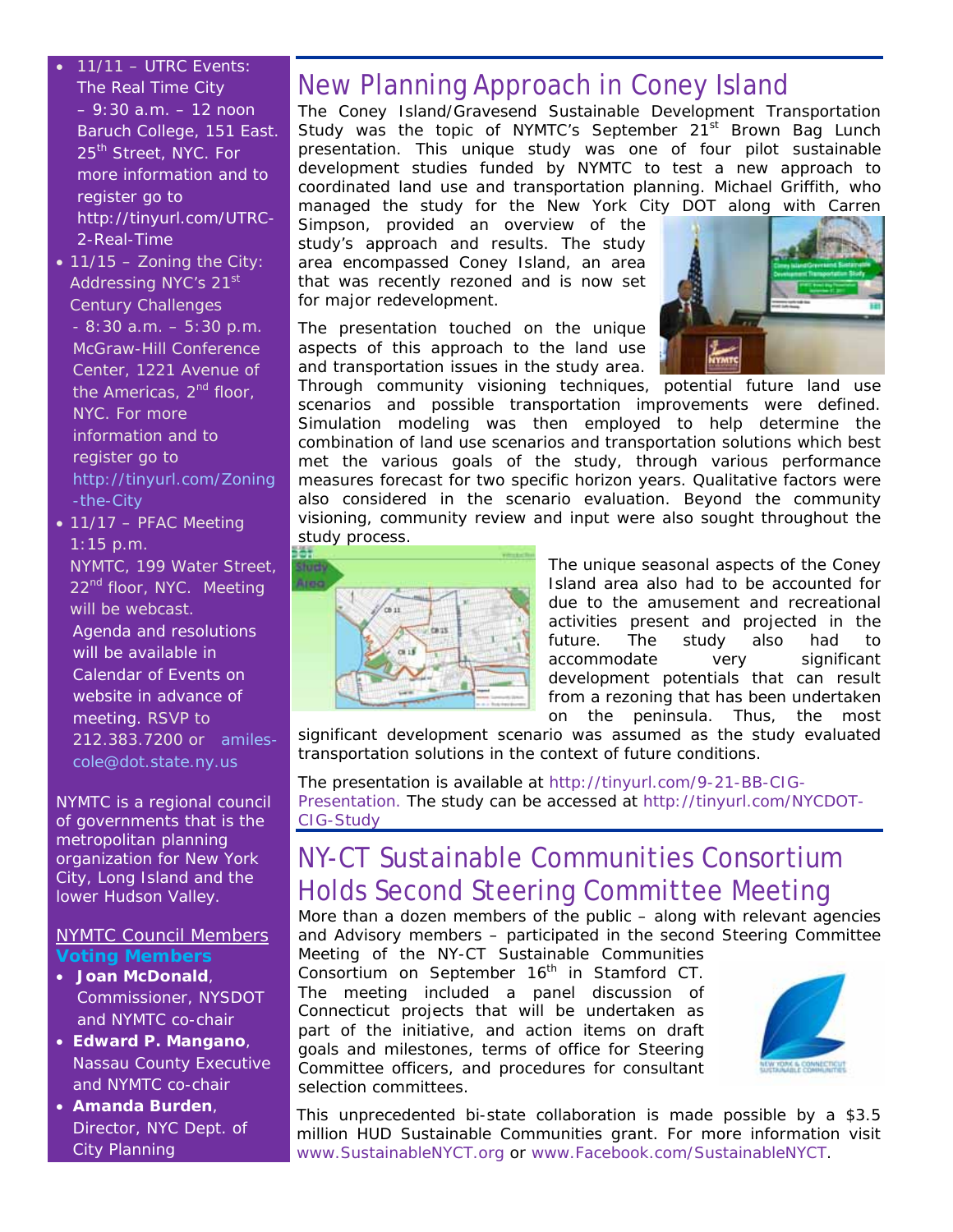- 11/11 – UTRC Events: The Real Time City – 9:30 a.m. – 12 noon Baruch College, 151 East. 25th Street, NYC. For more information and to register go to http://tinyurl.com/UTRC-2-Real-Time
- 11/15 – Zoning the City: Addressing NYC's 21st Century Challenges - 8:30 a.m. – 5:30 p.m. McGraw-Hill Conference Center, 1221 Avenue of the Americas, 2nd floor, NYC. For more information and to register go to http://tinyurl.com/Zoning-the-City
- 11/17 – PFAC Meeting 1:15 p.m. NYMTC, 199 Water Street, 22nd floor, NYC. Meeting will be webcast. Agenda and resolutions will be available in Calendar of Events on website in advance of meeting. RSVP to 212.383.7200 or amiles-cole@dot.state.ny.us

NYMTC is a regional council of governments that is the metropolitan planning organization for New York City, Long Island and the lower Hudson Valley.

NYMTC Council Members

**Voting Members**

- **Joan McDonald**, Commissioner, NYSDOT and NYMTC co-chair
- **Edward P. Mangano**, Nassau County Executive and NYMTC co-chair
- **Amanda Burden**, Director, NYC Dept. of City Planning

# New Planning Approach in Coney Island

The Coney Island/Gravesend Sustainable Development Transportation Study was the topic of NYMTC's September 21st Brown Bag Lunch presentation. This unique study was one of four pilot sustainable development studies funded by NYMTC to test a new approach to coordinated land use and transportation planning. Michael Griffith, who managed the study for the New York City DOT along with Carren Simpson, provided an overview of the study's approach and results. The study area encompassed Coney Island, an area that was recently rezoned and is now set for major redevelopment.

The presentation touched on the unique aspects of this approach to the land use and transportation issues in the study area. Through community visioning techniques, potential future land use scenarios and possible transportation improvements were defined. Simulation modeling was then employed to help determine the combination of land use scenarios and transportation solutions which best met the various goals of the study, through various performance measures forecast for two specific horizon years. Qualitative factors were also considered in the scenario evaluation. Beyond the community visioning, community review and input were also sought throughout the study process.

The unique seasonal aspects of the Coney Island area also had to be accounted for due to the amusement and recreational activities present and projected in the future. The study also had to accommodate very significant development potentials that can result from a rezoning that has been undertaken on the peninsula. Thus, the most significant development scenario was assumed as the study evaluated transportation solutions in the context of future conditions.

The presentation is available at http://tinyurl.com/9-21-BB-CIG-Presentation. The study can be accessed at http://tinyurl.com/NYCDOT-CIG-Study

# NY-CT Sustainable Communities Consortium Holds Second Steering Committee Meeting

More than a dozen members of the public – along with relevant agencies and Advisory members – participated in the second Steering Committee Meeting of the NY-CT Sustainable Communities Consortium on September 16th in Stamford CT. The meeting included a panel discussion of Connecticut projects that will be undertaken as part of the initiative, and action items on draft goals and milestones, terms of office for Steering Committee officers, and procedures for consultant selection committees.

This unprecedented bi-state collaboration is made possible by a $3.5 million HUD Sustainable Communities grant. For more information visit www.SustainableNYCT.org or www.Facebook.com/SustainableNYCT.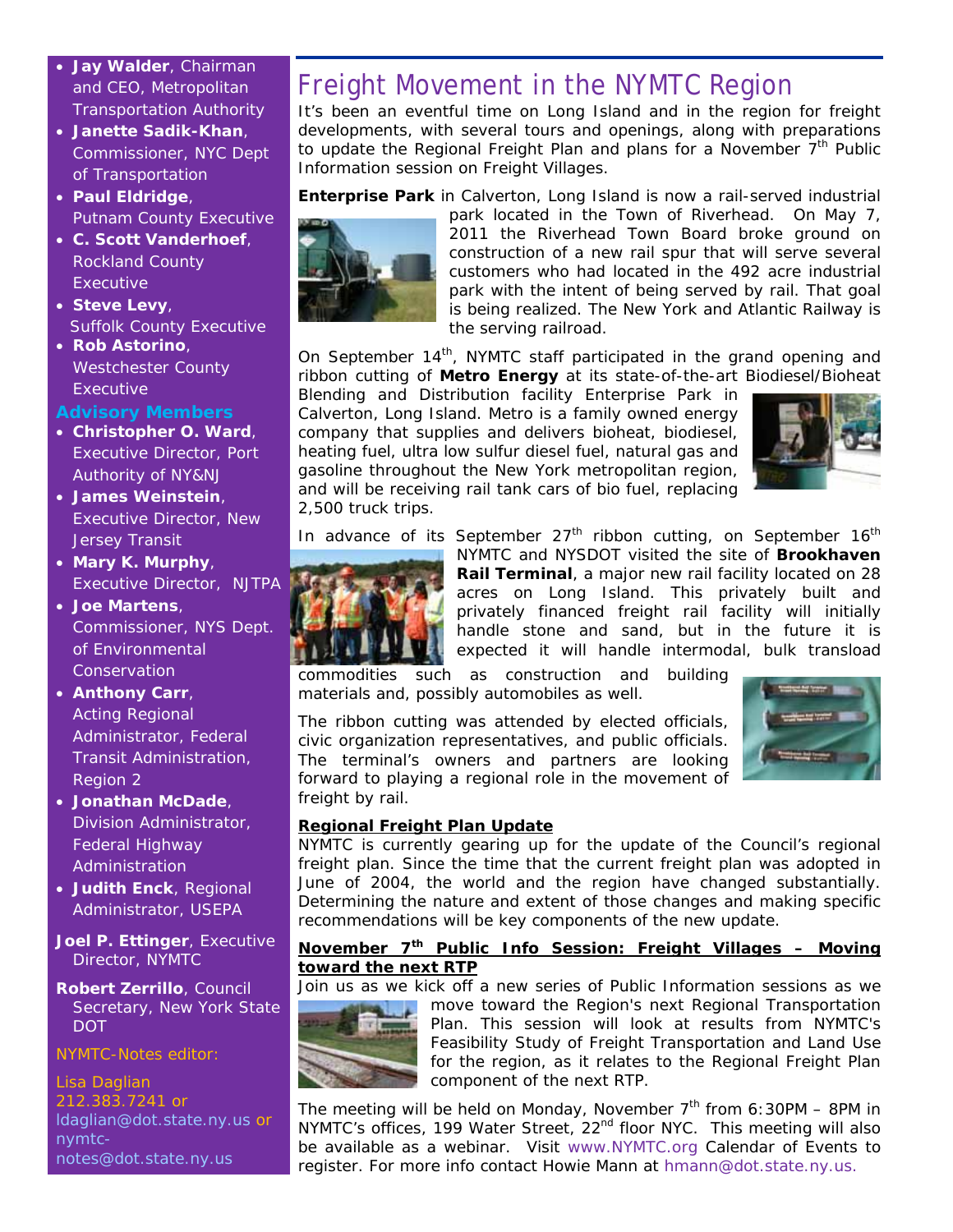- **Jay Walder**, Chairman and CEO, Metropolitan Transportation Authority
- **Janette Sadik-Khan**, Commissioner, NYC Dept of Transportation
- **Paul Eldridge**, Putnam County Executive
- **C. Scott Vanderhoef**, Rockland County Executive
- **Steve Levy**, Suffolk County Executive
- **Rob Astorino**, Westchester County Executive

**Advisory Members**

- **Christopher O. Ward**, Executive Director, Port Authority of NY&NJ
- **James Weinstein**, Executive Director, New Jersey Transit
- **Mary K. Murphy**, Executive Director, NJTPA
- **Joe Martens**, Commissioner, NYS Dept. of Environmental Conservation
- **Anthony Carr**, Acting Regional Administrator, Federal Transit Administration, Region 2
- **Jonathan McDade**, Division Administrator, Federal Highway Administration
- **Judith Enck**, Regional Administrator, USEPA

**Joel P. Ettinger**, Executive Director, NYMTC

**Robert Zerrillo**, Council Secretary, New York State DOT

NYMTC-Notes editor:

Lisa Daglian
212.383.7241 or
ldaglian@dot.state.ny.us or nymtc-notes@dot.state.ny.us

# Freight Movement in the NYMTC Region

It's been an eventful time on Long Island and in the region for freight developments, with several tours and openings, along with preparations to update the Regional Freight Plan and plans for a November 7th Public Information session on Freight Villages.

**Enterprise Park** in Calverton, Long Island is now a rail-served industrial park located in the Town of Riverhead. On May 7, 2011 the Riverhead Town Board broke ground on construction of a new rail spur that will serve several customers who had located in the 492 acre industrial park with the intent of being served by rail. That goal is being realized. The New York and Atlantic Railway is the serving railroad.

On September 14th, NYMTC staff participated in the grand opening and ribbon cutting of **Metro Energy** at its state-of-the-art Biodiesel/Bioheat Blending and Distribution facility Enterprise Park in Calverton, Long Island. Metro is a family owned energy company that supplies and delivers bioheat, biodiesel, heating fuel, ultra low sulfur diesel fuel, natural gas and gasoline throughout the New York metropolitan region, and will be receiving rail tank cars of bio fuel, replacing 2,500 truck trips.

In advance of its September 27th ribbon cutting, on September 16th NYMTC and NYSDOT visited the site of **Brookhaven Rail Terminal**, a major new rail facility located on 28 acres on Long Island. This privately built and privately financed freight rail facility will initially handle stone and sand, but in the future it is expected it will handle intermodal, bulk transload commodities such as construction and building materials and, possibly automobiles as well.

The ribbon cutting was attended by elected officials, civic organization representatives, and public officials. The terminal's owners and partners are looking forward to playing a regional role in the movement of freight by rail.

**Regional Freight Plan Update**

NYMTC is currently gearing up for the update of the Council's regional freight plan. Since the time that the current freight plan was adopted in June of 2004, the world and the region have changed substantially. Determining the nature and extent of those changes and making specific recommendations will be key components of the new update.

**November 7th Public Info Session: Freight Villages – Moving toward the next RTP**

Join us as we kick off a new series of Public Information sessions as we move toward the Region's next Regional Transportation Plan. This session will look at results from NYMTC's Feasibility Study of Freight Transportation and Land Use for the region, as it relates to the Regional Freight Plan component of the next RTP.

The meeting will be held on Monday, November 7th from 6:30PM – 8PM in NYMTC's offices, 199 Water Street, 22nd floor NYC. This meeting will also be available as a webinar. Visit www.NYMTC.org Calendar of Events to register. For more info contact Howie Mann at hmann@dot.state.ny.us.